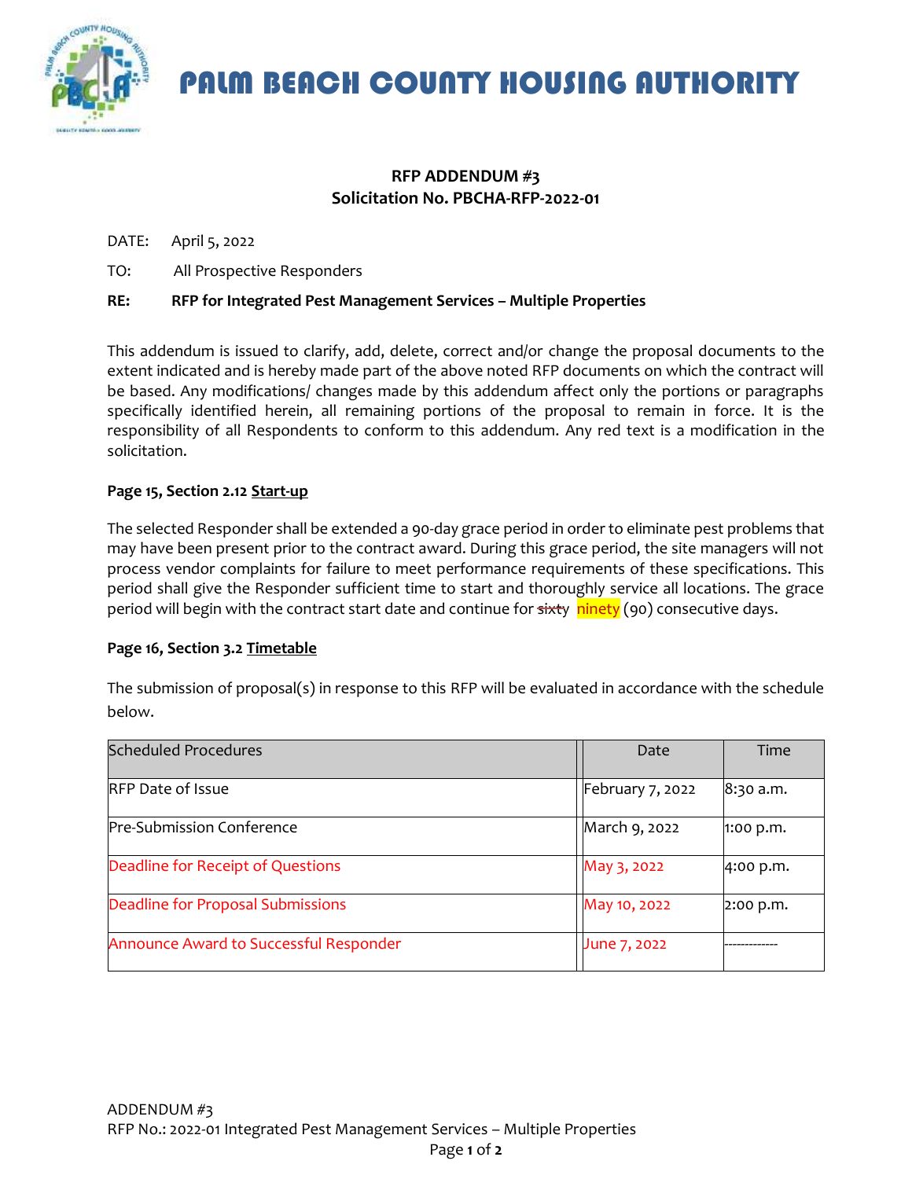# PALM BEACH COUNTY HOUSING AUTHORITY

**RFP ADDENDUM #3**
**Solicitation No. PBCHA-RFP-2022-01**

DATE: April 5, 2022

TO: All Prospective Responders

**RE: RFP for Integrated Pest Management Services – Multiple Properties**

This addendum is issued to clarify, add, delete, correct and/or change the proposal documents to the extent indicated and is hereby made part of the above noted RFP documents on which the contract will be based. Any modifications/ changes made by this addendum affect only the portions or paragraphs specifically identified herein, all remaining portions of the proposal to remain in force. It is the responsibility of all Respondents to conform to this addendum. Any red text is a modification in the solicitation.

**Page 15, Section 2.12 Start-up**

The selected Responder shall be extended a 90-day grace period in order to eliminate pest problems that may have been present prior to the contract award. During this grace period, the site managers will not process vendor complaints for failure to meet performance requirements of these specifications. This period shall give the Responder sufficient time to start and thoroughly service all locations. The grace period will begin with the contract start date and continue for ~~sixty~~ ninety (90) consecutive days.

**Page 16, Section 3.2 Timetable**

The submission of proposal(s) in response to this RFP will be evaluated in accordance with the schedule below.

| Scheduled Procedures | Date | Time |
|---|---|---|
| RFP Date of Issue | February 7, 2022 | 8:30 a.m. |
| Pre-Submission Conference | March 9, 2022 | 1:00 p.m. |
| Deadline for Receipt of Questions | May 3, 2022 | 4:00 p.m. |
| Deadline for Proposal Submissions | May 10, 2022 | 2:00 p.m. |
| Announce Award to Successful Responder | June 7, 2022 | ------------- |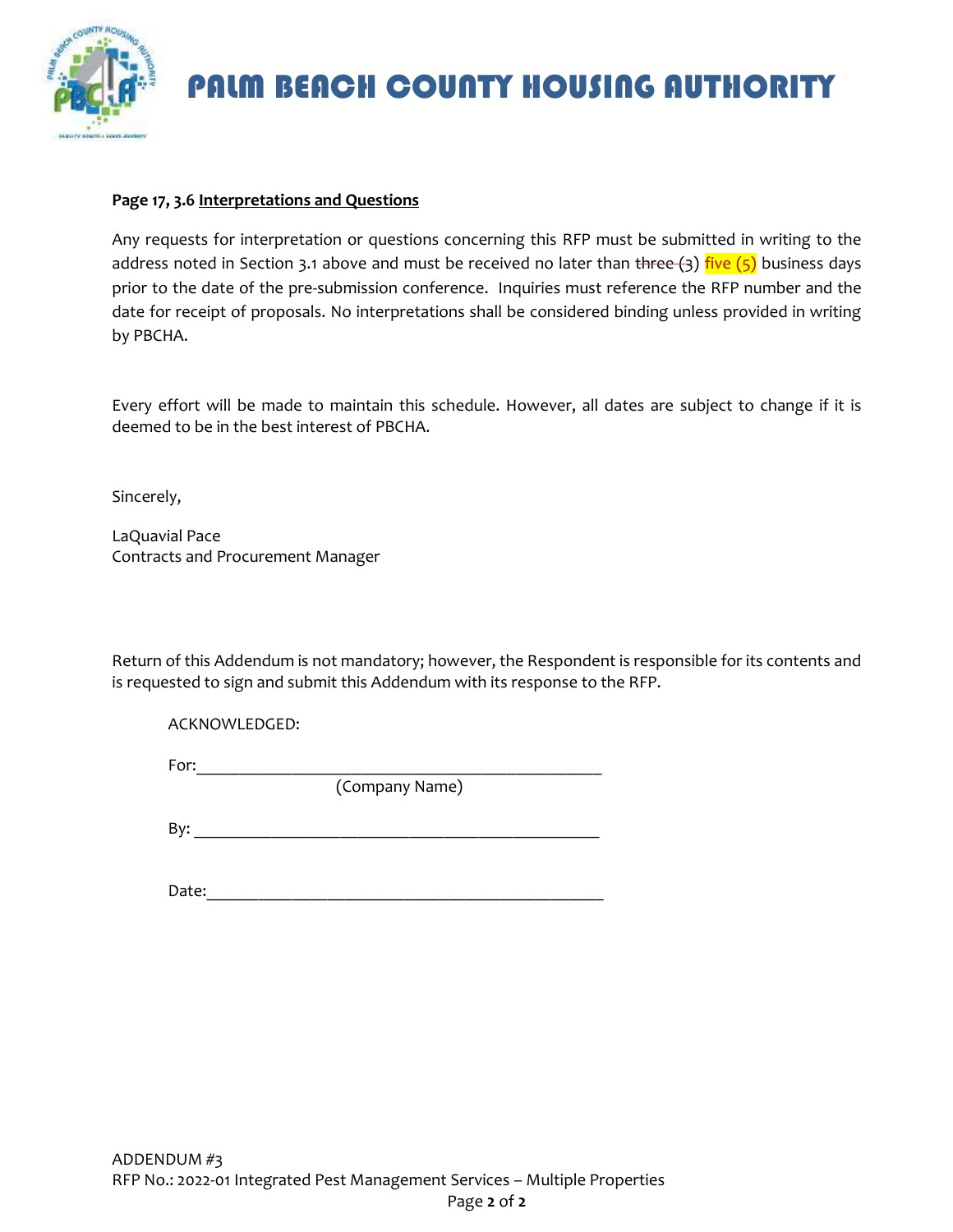# PALM BEACH COUNTY HOUSING AUTHORITY

**Page 17, 3.6 Interpretations and Questions**

Any requests for interpretation or questions concerning this RFP must be submitted in writing to the address noted in Section 3.1 above and must be received no later than ~~three (3)~~ five (5) business days prior to the date of the pre-submission conference. Inquiries must reference the RFP number and the date for receipt of proposals. No interpretations shall be considered binding unless provided in writing by PBCHA.

Every effort will be made to maintain this schedule. However, all dates are subject to change if it is deemed to be in the best interest of PBCHA.

Sincerely,

LaQuavial Pace
Contracts and Procurement Manager

Return of this Addendum is not mandatory; however, the Respondent is responsible for its contents and is requested to sign and submit this Addendum with its response to the RFP.

ACKNOWLEDGED:

For:_______________________________________________
(Company Name)

By: _______________________________________________

Date:_______________________________________________

ADDENDUM #3
RFP No.: 2022-01 Integrated Pest Management Services – Multiple Properties